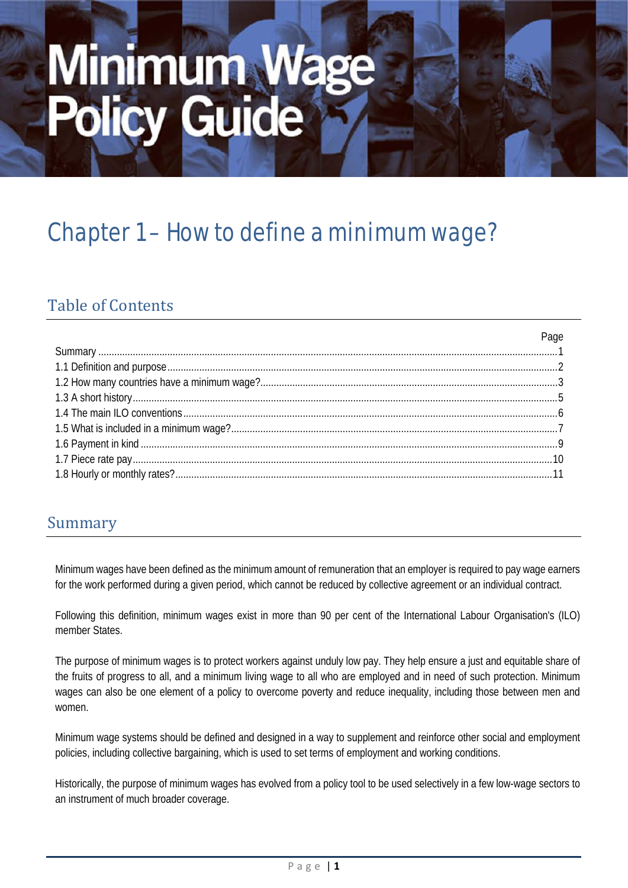# Minimum Wage Policy Guide

# Chapter 1 – How to define a minimum wage?

## Table of Contents

| | Page |
|---|---|
| Summary | 1 |
| 1.1 Definition and purpose | 2 |
| 1.2 How many countries have a minimum wage? | 3 |
| 1.3 A short history | 5 |
| 1.4 The main ILO conventions | 6 |
| 1.5 What is included in a minimum wage? | 7 |
| 1.6 Payment in kind | 9 |
| 1.7 Piece rate pay | 10 |
| 1.8 Hourly or monthly rates? | 11 |

## Summary

Minimum wages have been defined as the minimum amount of remuneration that an employer is required to pay wage earners for the work performed during a given period, which cannot be reduced by collective agreement or an individual contract.

Following this definition, minimum wages exist in more than 90 per cent of the International Labour Organisation's (ILO) member States.

The purpose of minimum wages is to protect workers against unduly low pay. They help ensure a just and equitable share of the fruits of progress to all, and a minimum living wage to all who are employed and in need of such protection. Minimum wages can also be one element of a policy to overcome poverty and reduce inequality, including those between men and women.

Minimum wage systems should be defined and designed in a way to supplement and reinforce other social and employment policies, including collective bargaining, which is used to set terms of employment and working conditions.

Historically, the purpose of minimum wages has evolved from a policy tool to be used selectively in a few low-wage sectors to an instrument of much broader coverage.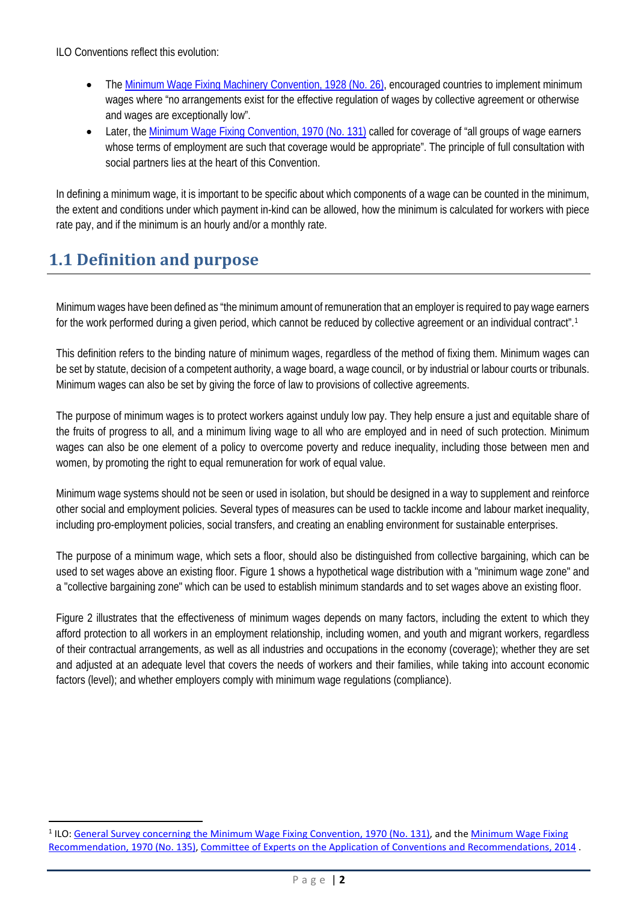ILO Conventions reflect this evolution:

- The Minimum Wage Fixing Machinery Convention, 1928 (No. 26), encouraged countries to implement minimum wages where "no arrangements exist for the effective regulation of wages by collective agreement or otherwise and wages are exceptionally low".
- Later, the Minimum Wage Fixing Convention, 1970 (No. 131) called for coverage of "all groups of wage earners whose terms of employment are such that coverage would be appropriate". The principle of full consultation with social partners lies at the heart of this Convention.

In defining a minimum wage, it is important to be specific about which components of a wage can be counted in the minimum, the extent and conditions under which payment in-kind can be allowed, how the minimum is calculated for workers with piece rate pay, and if the minimum is an hourly and/or a monthly rate.

## 1.1 Definition and purpose

Minimum wages have been defined as "the minimum amount of remuneration that an employer is required to pay wage earners for the work performed during a given period, which cannot be reduced by collective agreement or an individual contract".[1]

This definition refers to the binding nature of minimum wages, regardless of the method of fixing them. Minimum wages can be set by statute, decision of a competent authority, a wage board, a wage council, or by industrial or labour courts or tribunals. Minimum wages can also be set by giving the force of law to provisions of collective agreements.

The purpose of minimum wages is to protect workers against unduly low pay. They help ensure a just and equitable share of the fruits of progress to all, and a minimum living wage to all who are employed and in need of such protection. Minimum wages can also be one element of a policy to overcome poverty and reduce inequality, including those between men and women, by promoting the right to equal remuneration for work of equal value.

Minimum wage systems should not be seen or used in isolation, but should be designed in a way to supplement and reinforce other social and employment policies. Several types of measures can be used to tackle income and labour market inequality, including pro-employment policies, social transfers, and creating an enabling environment for sustainable enterprises.

The purpose of a minimum wage, which sets a floor, should also be distinguished from collective bargaining, which can be used to set wages above an existing floor. Figure 1 shows a hypothetical wage distribution with a "minimum wage zone" and a "collective bargaining zone" which can be used to establish minimum standards and to set wages above an existing floor.

Figure 2 illustrates that the effectiveness of minimum wages depends on many factors, including the extent to which they afford protection to all workers in an employment relationship, including women, and youth and migrant workers, regardless of their contractual arrangements, as well as all industries and occupations in the economy (coverage); whether they are set and adjusted at an adequate level that covers the needs of workers and their families, while taking into account economic factors (level); and whether employers comply with minimum wage regulations (compliance).

[1] ILO: General Survey concerning the Minimum Wage Fixing Convention, 1970 (No. 131), and the Minimum Wage Fixing Recommendation, 1970 (No. 135), Committee of Experts on the Application of Conventions and Recommendations, 2014 .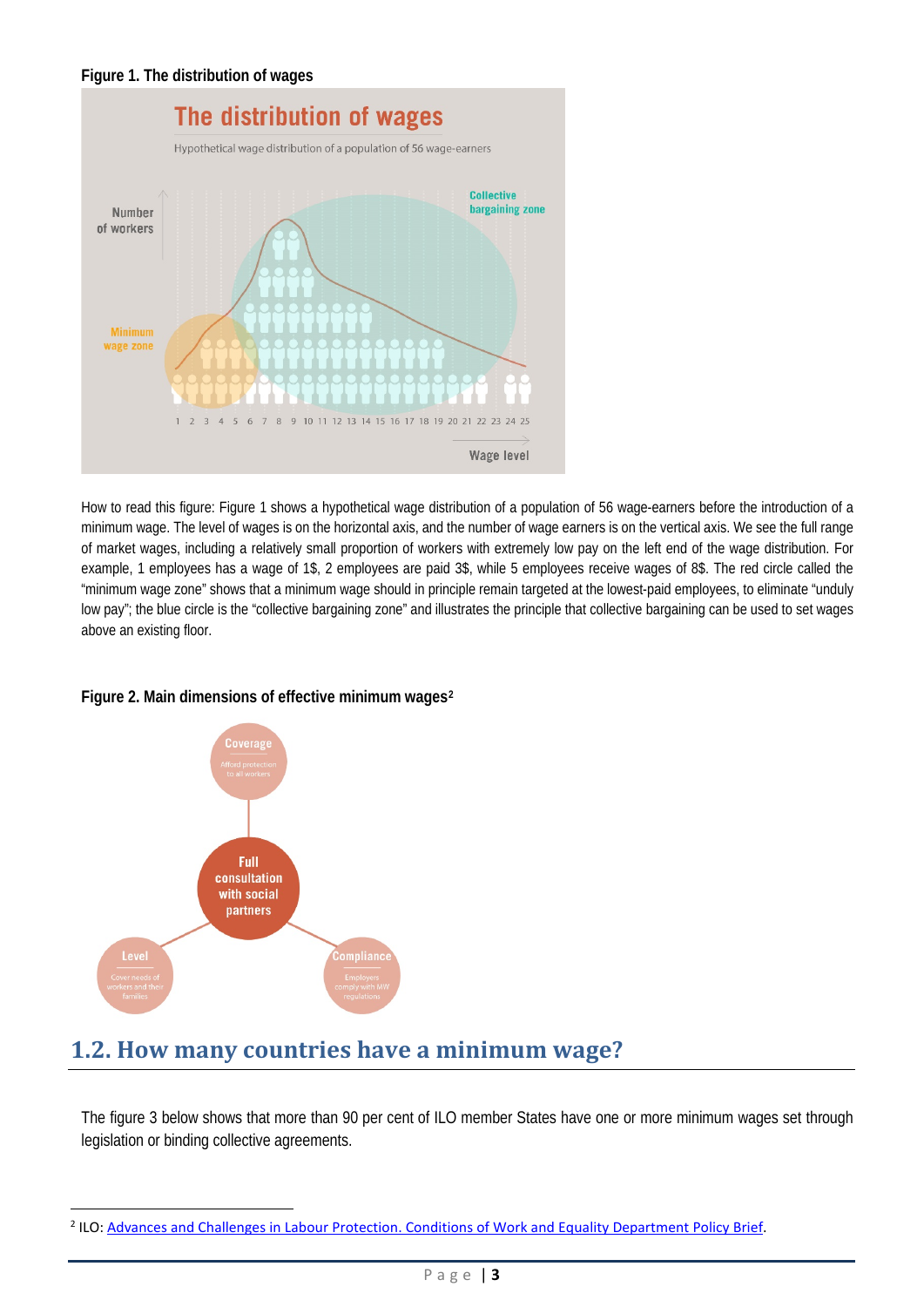**Figure 1. The distribution of wages**

How to read this figure: Figure 1 shows a hypothetical wage distribution of a population of 56 wage-earners before the introduction of a minimum wage. The level of wages is on the horizontal axis, and the number of wage earners is on the vertical axis. We see the full range of market wages, including a relatively small proportion of workers with extremely low pay on the left end of the wage distribution. For example, 1 employees has a wage of 1$, 2 employees are paid 3$, while 5 employees receive wages of 8$. The red circle called the "minimum wage zone" shows that a minimum wage should in principle remain targeted at the lowest-paid employees, to eliminate "unduly low pay"; the blue circle is the "collective bargaining zone" and illustrates the principle that collective bargaining can be used to set wages above an existing floor.

**Figure 2. Main dimensions of effective minimum wages**[2]

## 1.2. How many countries have a minimum wage?

The figure 3 below shows that more than 90 per cent of ILO member States have one or more minimum wages set through legislation or binding collective agreements.

---

[2] ILO: Advances and Challenges in Labour Protection. Conditions of Work and Equality Department Policy Brief.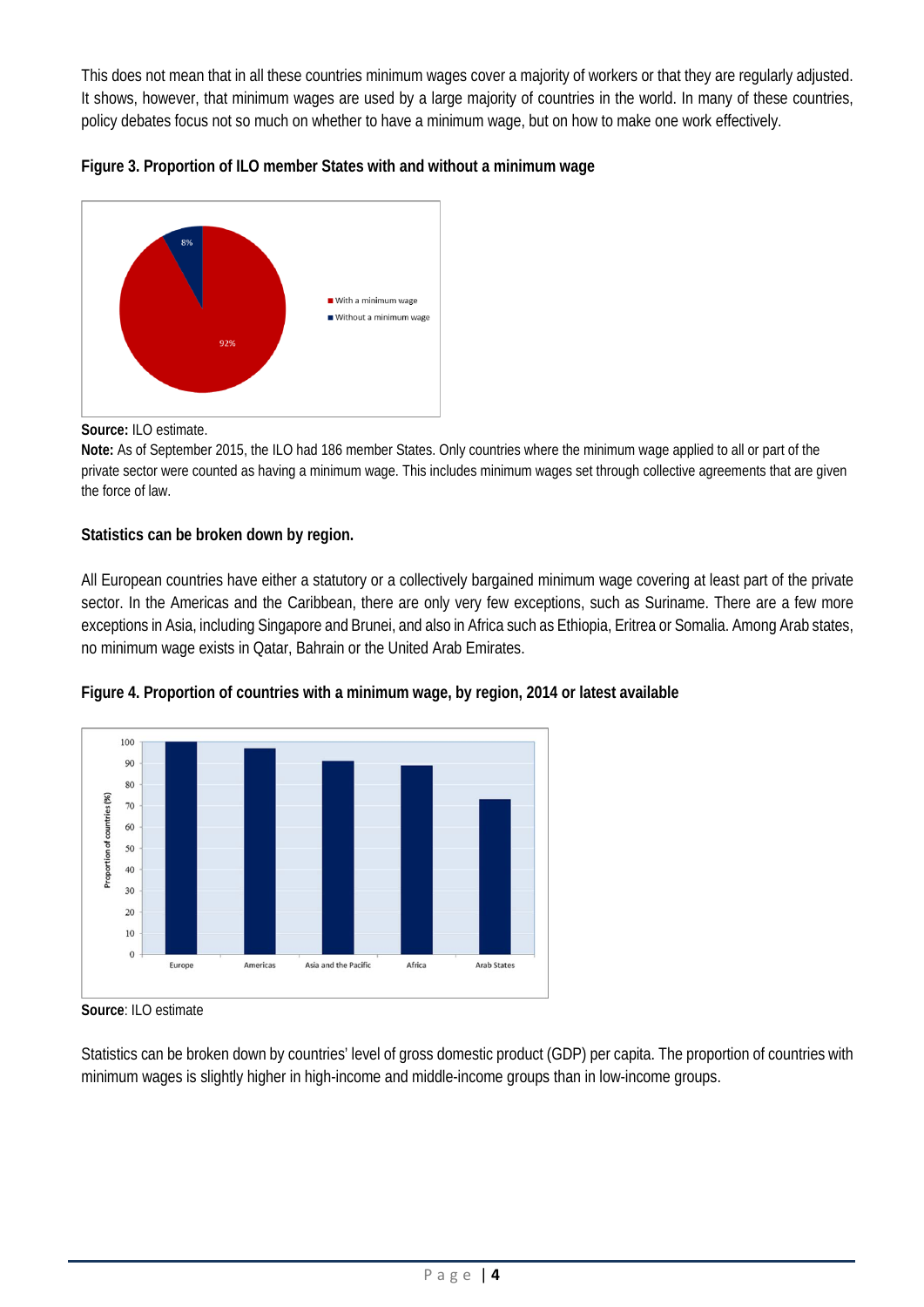This does not mean that in all these countries minimum wages cover a majority of workers or that they are regularly adjusted. It shows, however, that minimum wages are used by a large majority of countries in the world. In many of these countries, policy debates focus not so much on whether to have a minimum wage, but on how to make one work effectively.

**Figure 3. Proportion of ILO member States with and without a minimum wage**

**Source:** ILO estimate.

**Note:** As of September 2015, the ILO had 186 member States. Only countries where the minimum wage applied to all or part of the private sector were counted as having a minimum wage. This includes minimum wages set through collective agreements that are given the force of law.

**Statistics can be broken down by region.**

All European countries have either a statutory or a collectively bargained minimum wage covering at least part of the private sector. In the Americas and the Caribbean, there are only very few exceptions, such as Suriname. There are a few more exceptions in Asia, including Singapore and Brunei, and also in Africa such as Ethiopia, Eritrea or Somalia. Among Arab states, no minimum wage exists in Qatar, Bahrain or the United Arab Emirates.

**Figure 4. Proportion of countries with a minimum wage, by region, 2014 or latest available**

**Source**: ILO estimate

Statistics can be broken down by countries' level of gross domestic product (GDP) per capita. The proportion of countries with minimum wages is slightly higher in high-income and middle-income groups than in low-income groups.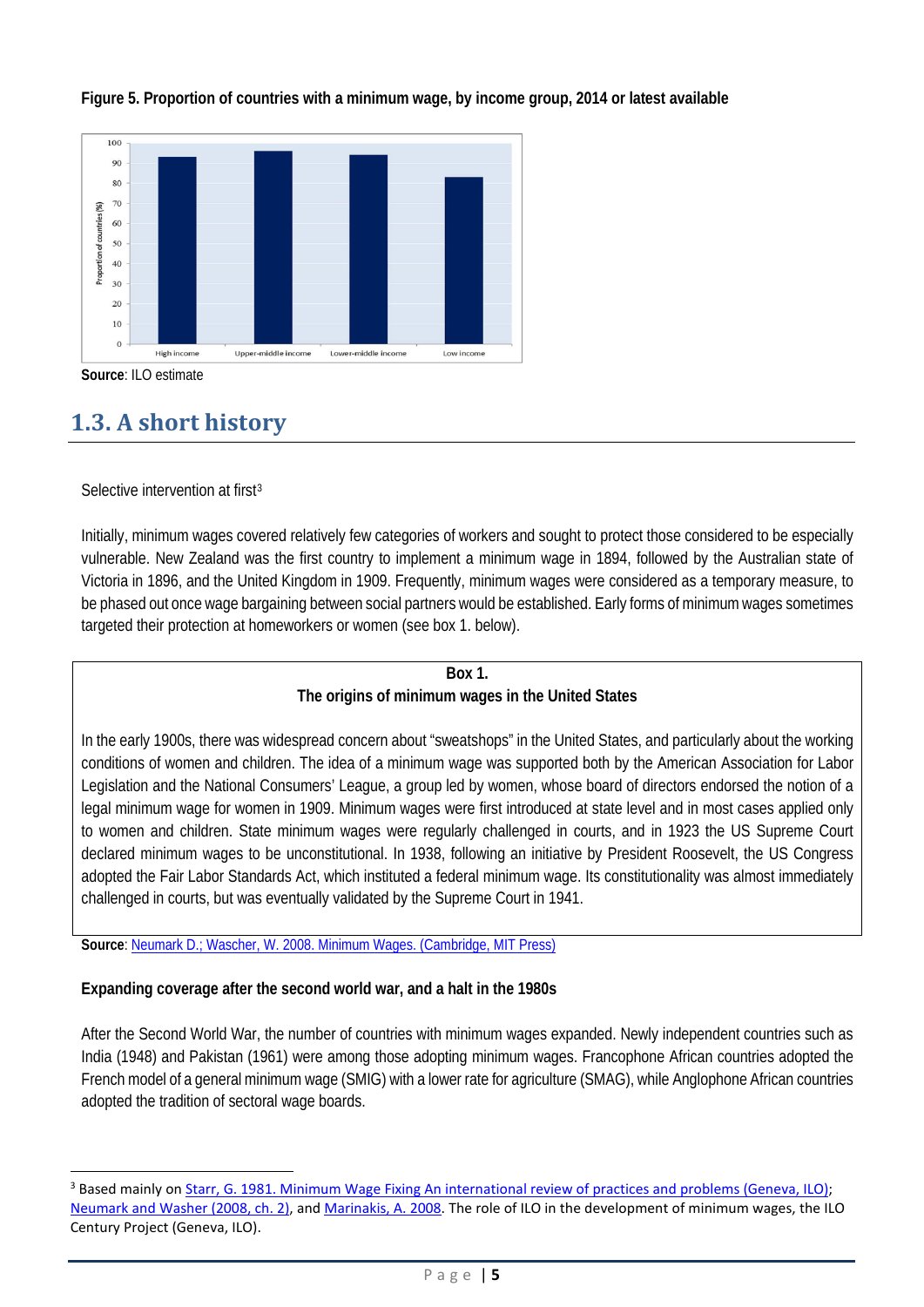**Figure 5. Proportion of countries with a minimum wage, by income group, 2014 or latest available**

**Source**: ILO estimate

## 1.3. A short history

Selective intervention at first[3]

Initially, minimum wages covered relatively few categories of workers and sought to protect those considered to be especially vulnerable. New Zealand was the first country to implement a minimum wage in 1894, followed by the Australian state of Victoria in 1896, and the United Kingdom in 1909. Frequently, minimum wages were considered as a temporary measure, to be phased out once wage bargaining between social partners would be established. Early forms of minimum wages sometimes targeted their protection at homeworkers or women (see box 1. below).

**Box 1.**
**The origins of minimum wages in the United States**

In the early 1900s, there was widespread concern about "sweatshops" in the United States, and particularly about the working conditions of women and children. The idea of a minimum wage was supported both by the American Association for Labor Legislation and the National Consumers' League, a group led by women, whose board of directors endorsed the notion of a legal minimum wage for women in 1909. Minimum wages were first introduced at state level and in most cases applied only to women and children. State minimum wages were regularly challenged in courts, and in 1923 the US Supreme Court declared minimum wages to be unconstitutional. In 1938, following an initiative by President Roosevelt, the US Congress adopted the Fair Labor Standards Act, which instituted a federal minimum wage. Its constitutionality was almost immediately challenged in courts, but was eventually validated by the Supreme Court in 1941.

**Source**: Neumark D.; Wascher, W. 2008. Minimum Wages. (Cambridge, MIT Press)

**Expanding coverage after the second world war, and a halt in the 1980s**

After the Second World War, the number of countries with minimum wages expanded. Newly independent countries such as India (1948) and Pakistan (1961) were among those adopting minimum wages. Francophone African countries adopted the French model of a general minimum wage (SMIG) with a lower rate for agriculture (SMAG), while Anglophone African countries adopted the tradition of sectoral wage boards.

[3] Based mainly on Starr, G. 1981. Minimum Wage Fixing An international review of practices and problems (Geneva, ILO); Neumark and Washer (2008, ch. 2), and Marinakis, A. 2008. The role of ILO in the development of minimum wages, the ILO Century Project (Geneva, ILO).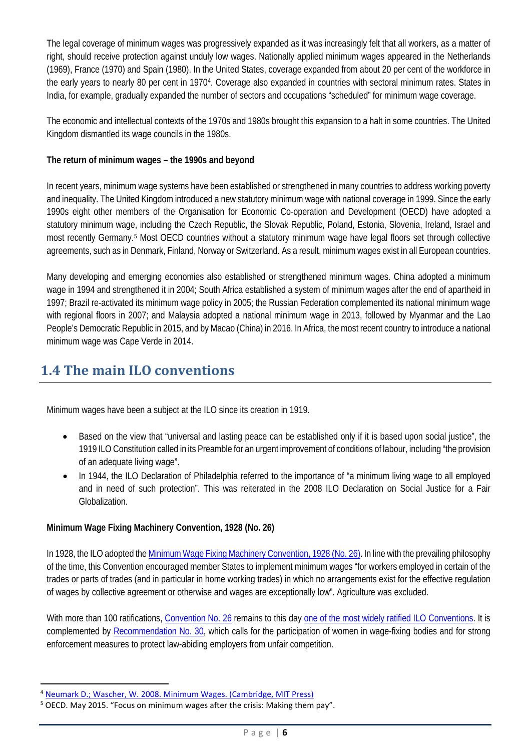The legal coverage of minimum wages was progressively expanded as it was increasingly felt that all workers, as a matter of right, should receive protection against unduly low wages. Nationally applied minimum wages appeared in the Netherlands (1969), France (1970) and Spain (1980). In the United States, coverage expanded from about 20 per cent of the workforce in the early years to nearly 80 per cent in 1970[4]. Coverage also expanded in countries with sectoral minimum rates. States in India, for example, gradually expanded the number of sectors and occupations "scheduled" for minimum wage coverage.

The economic and intellectual contexts of the 1970s and 1980s brought this expansion to a halt in some countries. The United Kingdom dismantled its wage councils in the 1980s.

**The return of minimum wages – the 1990s and beyond**

In recent years, minimum wage systems have been established or strengthened in many countries to address working poverty and inequality. The United Kingdom introduced a new statutory minimum wage with national coverage in 1999. Since the early 1990s eight other members of the Organisation for Economic Co-operation and Development (OECD) have adopted a statutory minimum wage, including the Czech Republic, the Slovak Republic, Poland, Estonia, Slovenia, Ireland, Israel and most recently Germany.[5] Most OECD countries without a statutory minimum wage have legal floors set through collective agreements, such as in Denmark, Finland, Norway or Switzerland. As a result, minimum wages exist in all European countries.

Many developing and emerging economies also established or strengthened minimum wages. China adopted a minimum wage in 1994 and strengthened it in 2004; South Africa established a system of minimum wages after the end of apartheid in 1997; Brazil re-activated its minimum wage policy in 2005; the Russian Federation complemented its national minimum wage with regional floors in 2007; and Malaysia adopted a national minimum wage in 2013, followed by Myanmar and the Lao People's Democratic Republic in 2015, and by Macao (China) in 2016. In Africa, the most recent country to introduce a national minimum wage was Cape Verde in 2014.

## 1.4 The main ILO conventions

Minimum wages have been a subject at the ILO since its creation in 1919.

- Based on the view that "universal and lasting peace can be established only if it is based upon social justice", the 1919 ILO Constitution called in its Preamble for an urgent improvement of conditions of labour, including "the provision of an adequate living wage".
- In 1944, the ILO Declaration of Philadelphia referred to the importance of "a minimum living wage to all employed and in need of such protection". This was reiterated in the 2008 ILO Declaration on Social Justice for a Fair Globalization.

**Minimum Wage Fixing Machinery Convention, 1928 (No. 26)**

In 1928, the ILO adopted the Minimum Wage Fixing Machinery Convention, 1928 (No. 26). In line with the prevailing philosophy of the time, this Convention encouraged member States to implement minimum wages "for workers employed in certain of the trades or parts of trades (and in particular in home working trades) in which no arrangements exist for the effective regulation of wages by collective agreement or otherwise and wages are exceptionally low". Agriculture was excluded.

With more than 100 ratifications, Convention No. 26 remains to this day one of the most widely ratified ILO Conventions. It is complemented by Recommendation No. 30, which calls for the participation of women in wage-fixing bodies and for strong enforcement measures to protect law-abiding employers from unfair competition.

[4] Neumark D.; Wascher, W. 2008. Minimum Wages. (Cambridge, MIT Press)

[5] OECD. May 2015. "Focus on minimum wages after the crisis: Making them pay".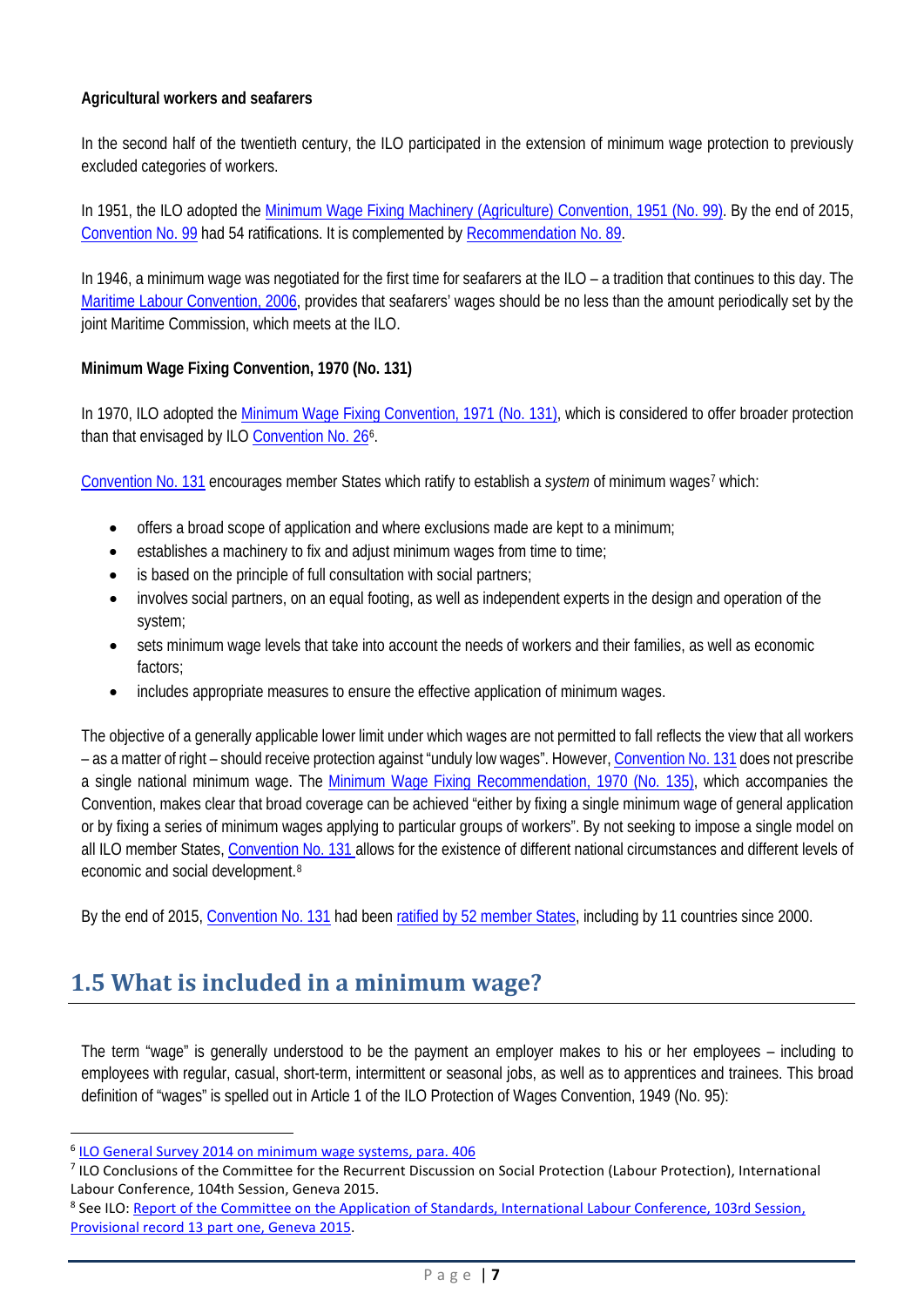**Agricultural workers and seafarers**

In the second half of the twentieth century, the ILO participated in the extension of minimum wage protection to previously excluded categories of workers.

In 1951, the ILO adopted the Minimum Wage Fixing Machinery (Agriculture) Convention, 1951 (No. 99). By the end of 2015, Convention No. 99 had 54 ratifications. It is complemented by Recommendation No. 89.

In 1946, a minimum wage was negotiated for the first time for seafarers at the ILO – a tradition that continues to this day. The Maritime Labour Convention, 2006, provides that seafarers' wages should be no less than the amount periodically set by the joint Maritime Commission, which meets at the ILO.

**Minimum Wage Fixing Convention, 1970 (No. 131)**

In 1970, ILO adopted the Minimum Wage Fixing Convention, 1971 (No. 131), which is considered to offer broader protection than that envisaged by ILO Convention No. 26[6].

Convention No. 131 encourages member States which ratify to establish a *system* of minimum wages[7] which:

- offers a broad scope of application and where exclusions made are kept to a minimum;
- establishes a machinery to fix and adjust minimum wages from time to time;
- is based on the principle of full consultation with social partners;
- involves social partners, on an equal footing, as well as independent experts in the design and operation of the system;
- sets minimum wage levels that take into account the needs of workers and their families, as well as economic factors;
- includes appropriate measures to ensure the effective application of minimum wages.

The objective of a generally applicable lower limit under which wages are not permitted to fall reflects the view that all workers – as a matter of right – should receive protection against "unduly low wages". However, Convention No. 131 does not prescribe a single national minimum wage. The Minimum Wage Fixing Recommendation, 1970 (No. 135), which accompanies the Convention, makes clear that broad coverage can be achieved "either by fixing a single minimum wage of general application or by fixing a series of minimum wages applying to particular groups of workers". By not seeking to impose a single model on all ILO member States, Convention No. 131 allows for the existence of different national circumstances and different levels of economic and social development.[8]

By the end of 2015, Convention No. 131 had been ratified by 52 member States, including by 11 countries since 2000.

## 1.5 What is included in a minimum wage?

The term "wage" is generally understood to be the payment an employer makes to his or her employees – including to employees with regular, casual, short-term, intermittent or seasonal jobs, as well as to apprentices and trainees. This broad definition of "wages" is spelled out in Article 1 of the ILO Protection of Wages Convention, 1949 (No. 95):

---

[6] ILO General Survey 2014 on minimum wage systems, para. 406

[7] ILO Conclusions of the Committee for the Recurrent Discussion on Social Protection (Labour Protection), International Labour Conference, 104th Session, Geneva 2015.

[8] See ILO: Report of the Committee on the Application of Standards, International Labour Conference, 103rd Session, Provisional record 13 part one, Geneva 2015.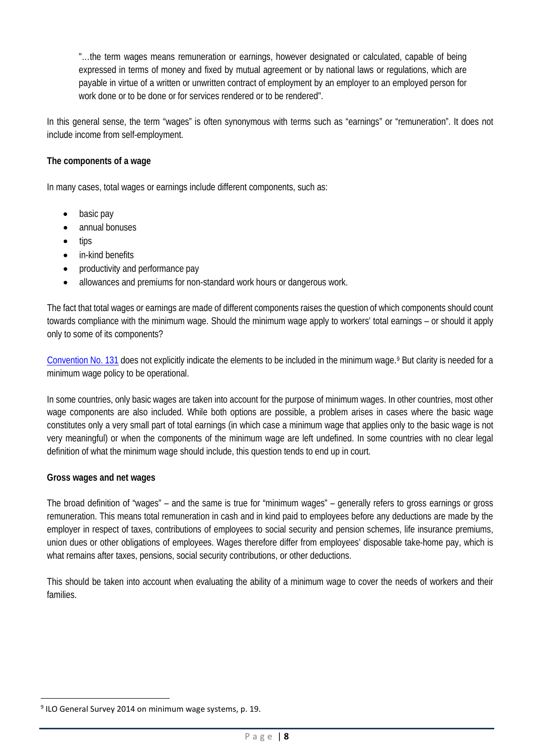"…the term wages means remuneration or earnings, however designated or calculated, capable of being expressed in terms of money and fixed by mutual agreement or by national laws or regulations, which are payable in virtue of a written or unwritten contract of employment by an employer to an employed person for work done or to be done or for services rendered or to be rendered".

In this general sense, the term "wages" is often synonymous with terms such as "earnings" or "remuneration". It does not include income from self-employment.

**The components of a wage**

In many cases, total wages or earnings include different components, such as:

- basic pay
- annual bonuses
- tips
- in-kind benefits
- productivity and performance pay
- allowances and premiums for non-standard work hours or dangerous work.

The fact that total wages or earnings are made of different components raises the question of which components should count towards compliance with the minimum wage. Should the minimum wage apply to workers' total earnings – or should it apply only to some of its components?

Convention No. 131 does not explicitly indicate the elements to be included in the minimum wage.[9] But clarity is needed for a minimum wage policy to be operational.

In some countries, only basic wages are taken into account for the purpose of minimum wages. In other countries, most other wage components are also included. While both options are possible, a problem arises in cases where the basic wage constitutes only a very small part of total earnings (in which case a minimum wage that applies only to the basic wage is not very meaningful) or when the components of the minimum wage are left undefined. In some countries with no clear legal definition of what the minimum wage should include, this question tends to end up in court.

**Gross wages and net wages**

The broad definition of "wages" – and the same is true for "minimum wages" – generally refers to gross earnings or gross remuneration. This means total remuneration in cash and in kind paid to employees before any deductions are made by the employer in respect of taxes, contributions of employees to social security and pension schemes, life insurance premiums, union dues or other obligations of employees. Wages therefore differ from employees' disposable take-home pay, which is what remains after taxes, pensions, social security contributions, or other deductions.

This should be taken into account when evaluating the ability of a minimum wage to cover the needs of workers and their families.

[9] ILO General Survey 2014 on minimum wage systems, p. 19.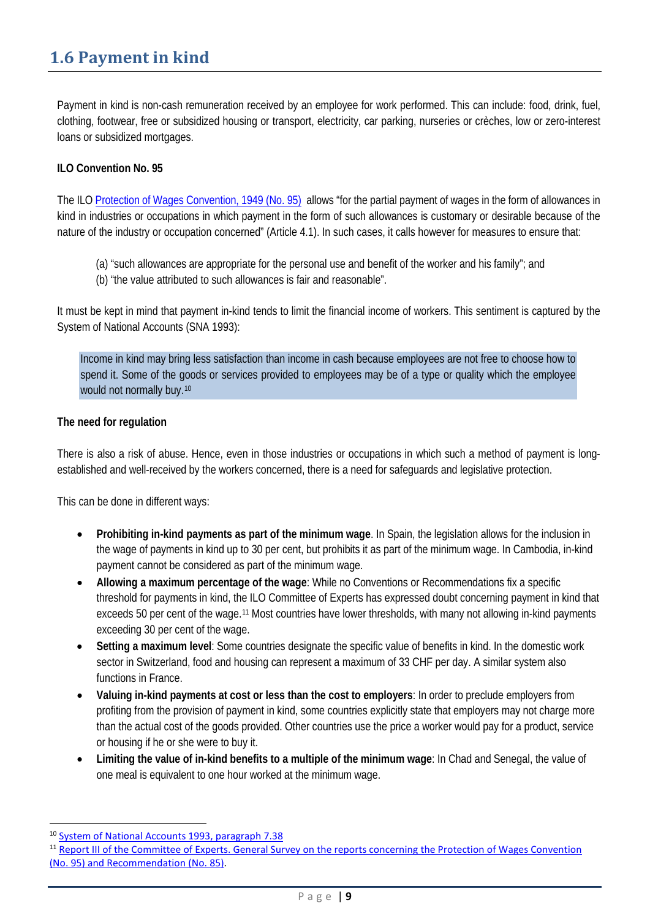## 1.6 Payment in kind

Payment in kind is non-cash remuneration received by an employee for work performed. This can include: food, drink, fuel, clothing, footwear, free or subsidized housing or transport, electricity, car parking, nurseries or crèches, low or zero-interest loans or subsidized mortgages.

**ILO Convention No. 95**

The ILO Protection of Wages Convention, 1949 (No. 95) allows "for the partial payment of wages in the form of allowances in kind in industries or occupations in which payment in the form of such allowances is customary or desirable because of the nature of the industry or occupation concerned" (Article 4.1). In such cases, it calls however for measures to ensure that:

(a) "such allowances are appropriate for the personal use and benefit of the worker and his family"; and
(b) "the value attributed to such allowances is fair and reasonable".

It must be kept in mind that payment in-kind tends to limit the financial income of workers. This sentiment is captured by the System of National Accounts (SNA 1993):

> Income in kind may bring less satisfaction than income in cash because employees are not free to choose how to spend it. Some of the goods or services provided to employees may be of a type or quality which the employee would not normally buy.[10]

**The need for regulation**

There is also a risk of abuse. Hence, even in those industries or occupations in which such a method of payment is long-established and well-received by the workers concerned, there is a need for safeguards and legislative protection.

This can be done in different ways:

- **Prohibiting in-kind payments as part of the minimum wage**. In Spain, the legislation allows for the inclusion in the wage of payments in kind up to 30 per cent, but prohibits it as part of the minimum wage. In Cambodia, in-kind payment cannot be considered as part of the minimum wage.
- **Allowing a maximum percentage of the wage**: While no Conventions or Recommendations fix a specific threshold for payments in kind, the ILO Committee of Experts has expressed doubt concerning payment in kind that exceeds 50 per cent of the wage.[11] Most countries have lower thresholds, with many not allowing in-kind payments exceeding 30 per cent of the wage.
- **Setting a maximum level**: Some countries designate the specific value of benefits in kind. In the domestic work sector in Switzerland, food and housing can represent a maximum of 33 CHF per day. A similar system also functions in France.
- **Valuing in-kind payments at cost or less than the cost to employers**: In order to preclude employers from profiting from the provision of payment in kind, some countries explicitly state that employers may not charge more than the actual cost of the goods provided. Other countries use the price a worker would pay for a product, service or housing if he or she were to buy it.
- **Limiting the value of in-kind benefits to a multiple of the minimum wage**: In Chad and Senegal, the value of one meal is equivalent to one hour worked at the minimum wage.

[10] System of National Accounts 1993, paragraph 7.38

[11] Report III of the Committee of Experts. General Survey on the reports concerning the Protection of Wages Convention (No. 95) and Recommendation (No. 85).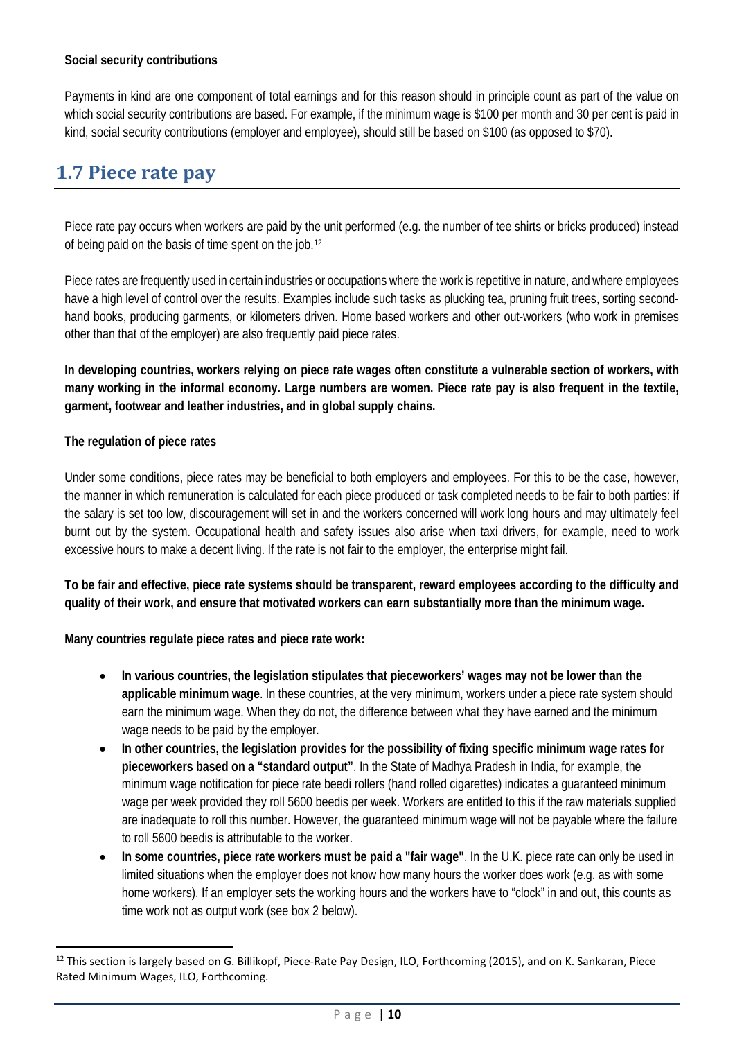**Social security contributions**

Payments in kind are one component of total earnings and for this reason should in principle count as part of the value on which social security contributions are based. For example, if the minimum wage is $100 per month and 30 per cent is paid in kind, social security contributions (employer and employee), should still be based on $100 (as opposed to $70).

## 1.7 Piece rate pay

Piece rate pay occurs when workers are paid by the unit performed (e.g. the number of tee shirts or bricks produced) instead of being paid on the basis of time spent on the job.[12]

Piece rates are frequently used in certain industries or occupations where the work is repetitive in nature, and where employees have a high level of control over the results. Examples include such tasks as plucking tea, pruning fruit trees, sorting second-hand books, producing garments, or kilometers driven. Home based workers and other out-workers (who work in premises other than that of the employer) are also frequently paid piece rates.

**In developing countries, workers relying on piece rate wages often constitute a vulnerable section of workers, with many working in the informal economy. Large numbers are women. Piece rate pay is also frequent in the textile, garment, footwear and leather industries, and in global supply chains.**

**The regulation of piece rates**

Under some conditions, piece rates may be beneficial to both employers and employees. For this to be the case, however, the manner in which remuneration is calculated for each piece produced or task completed needs to be fair to both parties: if the salary is set too low, discouragement will set in and the workers concerned will work long hours and may ultimately feel burnt out by the system. Occupational health and safety issues also arise when taxi drivers, for example, need to work excessive hours to make a decent living. If the rate is not fair to the employer, the enterprise might fail.

**To be fair and effective, piece rate systems should be transparent, reward employees according to the difficulty and quality of their work, and ensure that motivated workers can earn substantially more than the minimum wage.**

**Many countries regulate piece rates and piece rate work:**

- **In various countries, the legislation stipulates that pieceworkers' wages may not be lower than the applicable minimum wage**. In these countries, at the very minimum, workers under a piece rate system should earn the minimum wage. When they do not, the difference between what they have earned and the minimum wage needs to be paid by the employer.
- **In other countries, the legislation provides for the possibility of fixing specific minimum wage rates for pieceworkers based on a "standard output"**. In the State of Madhya Pradesh in India, for example, the minimum wage notification for piece rate beedi rollers (hand rolled cigarettes) indicates a guaranteed minimum wage per week provided they roll 5600 beedis per week. Workers are entitled to this if the raw materials supplied are inadequate to roll this number. However, the guaranteed minimum wage will not be payable where the failure to roll 5600 beedis is attributable to the worker.
- **In some countries, piece rate workers must be paid a "fair wage"**. In the U.K. piece rate can only be used in limited situations when the employer does not know how many hours the worker does work (e.g. as with some home workers). If an employer sets the working hours and the workers have to "clock" in and out, this counts as time work not as output work (see box 2 below).

---

[12] This section is largely based on G. Billikopf, Piece-Rate Pay Design, ILO, Forthcoming (2015), and on K. Sankaran, Piece Rated Minimum Wages, ILO, Forthcoming.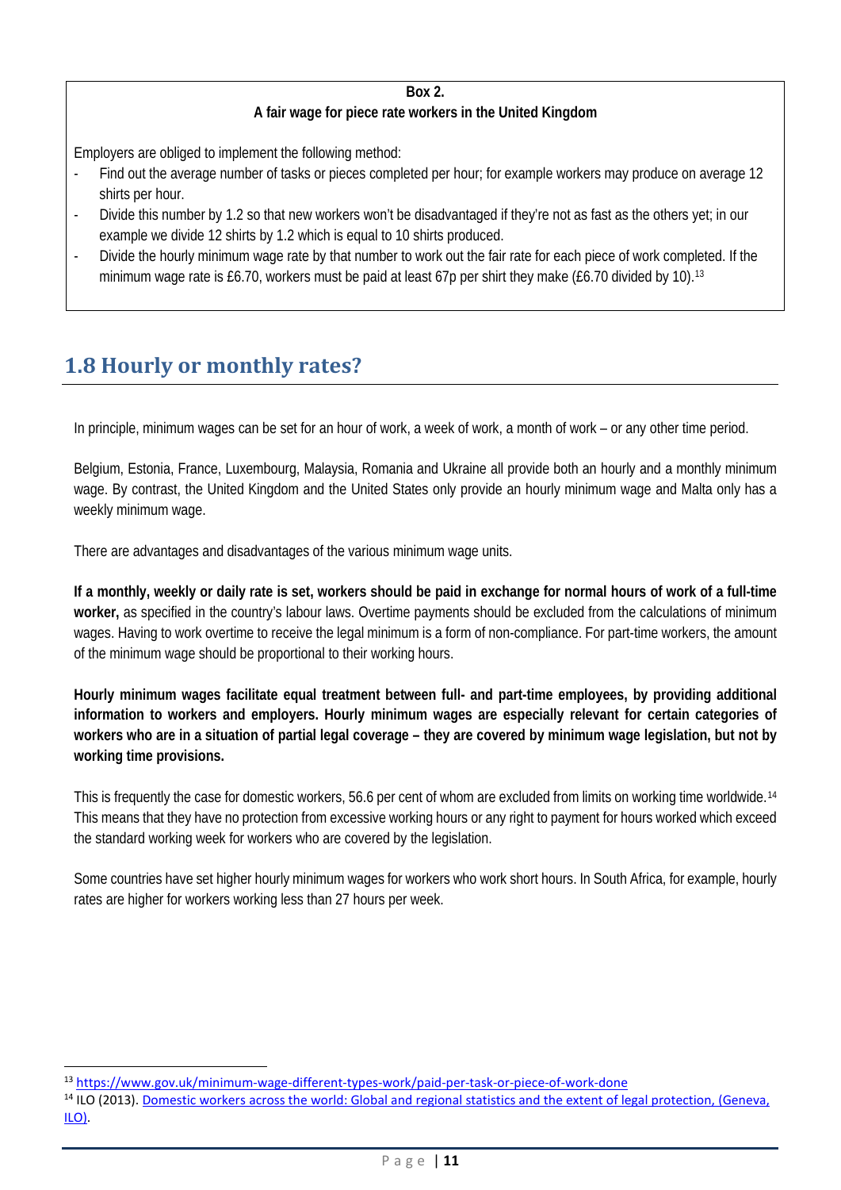**Box 2.**
**A fair wage for piece rate workers in the United Kingdom**

Employers are obliged to implement the following method:

- Find out the average number of tasks or pieces completed per hour; for example workers may produce on average 12 shirts per hour.
- Divide this number by 1.2 so that new workers won't be disadvantaged if they're not as fast as the others yet; in our example we divide 12 shirts by 1.2 which is equal to 10 shirts produced.
- Divide the hourly minimum wage rate by that number to work out the fair rate for each piece of work completed. If the minimum wage rate is £6.70, workers must be paid at least 67p per shirt they make (£6.70 divided by 10).[13]

## 1.8 Hourly or monthly rates?

In principle, minimum wages can be set for an hour of work, a week of work, a month of work – or any other time period.

Belgium, Estonia, France, Luxembourg, Malaysia, Romania and Ukraine all provide both an hourly and a monthly minimum wage. By contrast, the United Kingdom and the United States only provide an hourly minimum wage and Malta only has a weekly minimum wage.

There are advantages and disadvantages of the various minimum wage units.

**If a monthly, weekly or daily rate is set, workers should be paid in exchange for normal hours of work of a full-time worker,** as specified in the country's labour laws. Overtime payments should be excluded from the calculations of minimum wages. Having to work overtime to receive the legal minimum is a form of non-compliance. For part-time workers, the amount of the minimum wage should be proportional to their working hours.

**Hourly minimum wages facilitate equal treatment between full- and part-time employees, by providing additional information to workers and employers. Hourly minimum wages are especially relevant for certain categories of workers who are in a situation of partial legal coverage – they are covered by minimum wage legislation, but not by working time provisions.**

This is frequently the case for domestic workers, 56.6 per cent of whom are excluded from limits on working time worldwide.[14] This means that they have no protection from excessive working hours or any right to payment for hours worked which exceed the standard working week for workers who are covered by the legislation.

Some countries have set higher hourly minimum wages for workers who work short hours. In South Africa, for example, hourly rates are higher for workers working less than 27 hours per week.

---

[13] https://www.gov.uk/minimum-wage-different-types-work/paid-per-task-or-piece-of-work-done

[14] ILO (2013). Domestic workers across the world: Global and regional statistics and the extent of legal protection, (Geneva, ILO).